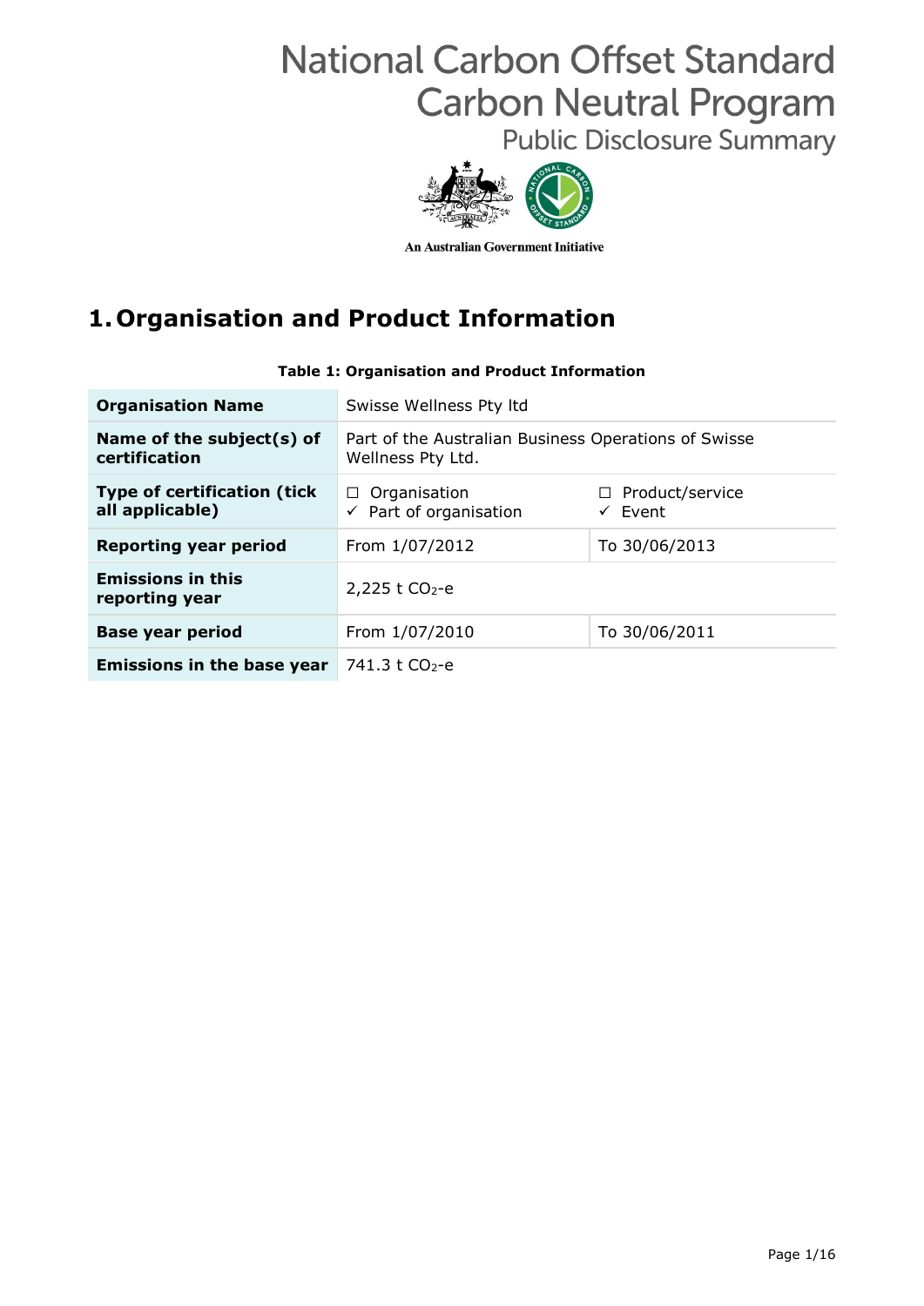# National Carbon Offset Standard Carbon Neutral Program

Public Disclosure Summary

An Australian Government Initiative

## 1. Organisation and Product Information

**Table 1: Organisation and Product Information**

| | | |
|---|---|---|
| **Organisation Name** | Swisse Wellness Pty ltd | |
| **Name of the subject(s) of certification** | Part of the Australian Business Operations of Swisse Wellness Pty Ltd. | |
| **Type of certification (tick all applicable)** | ☐ Organisation<br>✓ Part of organisation | ☐ Product/service<br>✓ Event |
| **Reporting year period** | From 1/07/2012 | To 30/06/2013 |
| **Emissions in this reporting year** | 2,225 t $CO_2$-e | |
| **Base year period** | From 1/07/2010 | To 30/06/2011 |
| **Emissions in the base year** | 741.3 t $CO_2$-e | |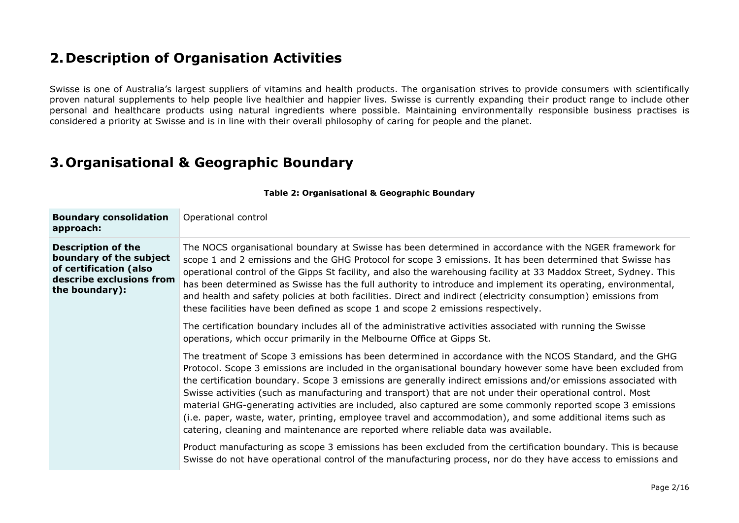## 2. Description of Organisation Activities

Swisse is one of Australia's largest suppliers of vitamins and health products. The organisation strives to provide consumers with scientifically proven natural supplements to help people live healthier and happier lives. Swisse is currently expanding their product range to include other personal and healthcare products using natural ingredients where possible. Maintaining environmentally responsible business practises is considered a priority at Swisse and is in line with their overall philosophy of caring for people and the planet.

## 3. Organisational & Geographic Boundary

**Table 2: Organisational & Geographic Boundary**

| | |
|---|---|
| **Boundary consolidation approach:** | Operational control |
| **Description of the boundary of the subject of certification (also describe exclusions from the boundary):** | The NOCS organisational boundary at Swisse has been determined in accordance with the NGER framework for scope 1 and 2 emissions and the GHG Protocol for scope 3 emissions. It has been determined that Swisse has operational control of the Gipps St facility, and also the warehousing facility at 33 Maddox Street, Sydney. This has been determined as Swisse has the full authority to introduce and implement its operating, environmental, and health and safety policies at both facilities. Direct and indirect (electricity consumption) emissions from these facilities have been defined as scope 1 and scope 2 emissions respectively.<br><br>The certification boundary includes all of the administrative activities associated with running the Swisse operations, which occur primarily in the Melbourne Office at Gipps St.<br><br>The treatment of Scope 3 emissions has been determined in accordance with the NCOS Standard, and the GHG Protocol. Scope 3 emissions are included in the organisational boundary however some have been excluded from the certification boundary. Scope 3 emissions are generally indirect emissions and/or emissions associated with Swisse activities (such as manufacturing and transport) that are not under their operational control. Most material GHG-generating activities are included, also captured are some commonly reported scope 3 emissions (i.e. paper, waste, water, printing, employee travel and accommodation), and some additional items such as catering, cleaning and maintenance are reported where reliable data was available.<br><br>Product manufacturing as scope 3 emissions has been excluded from the certification boundary. This is because Swisse do not have operational control of the manufacturing process, nor do they have access to emissions and |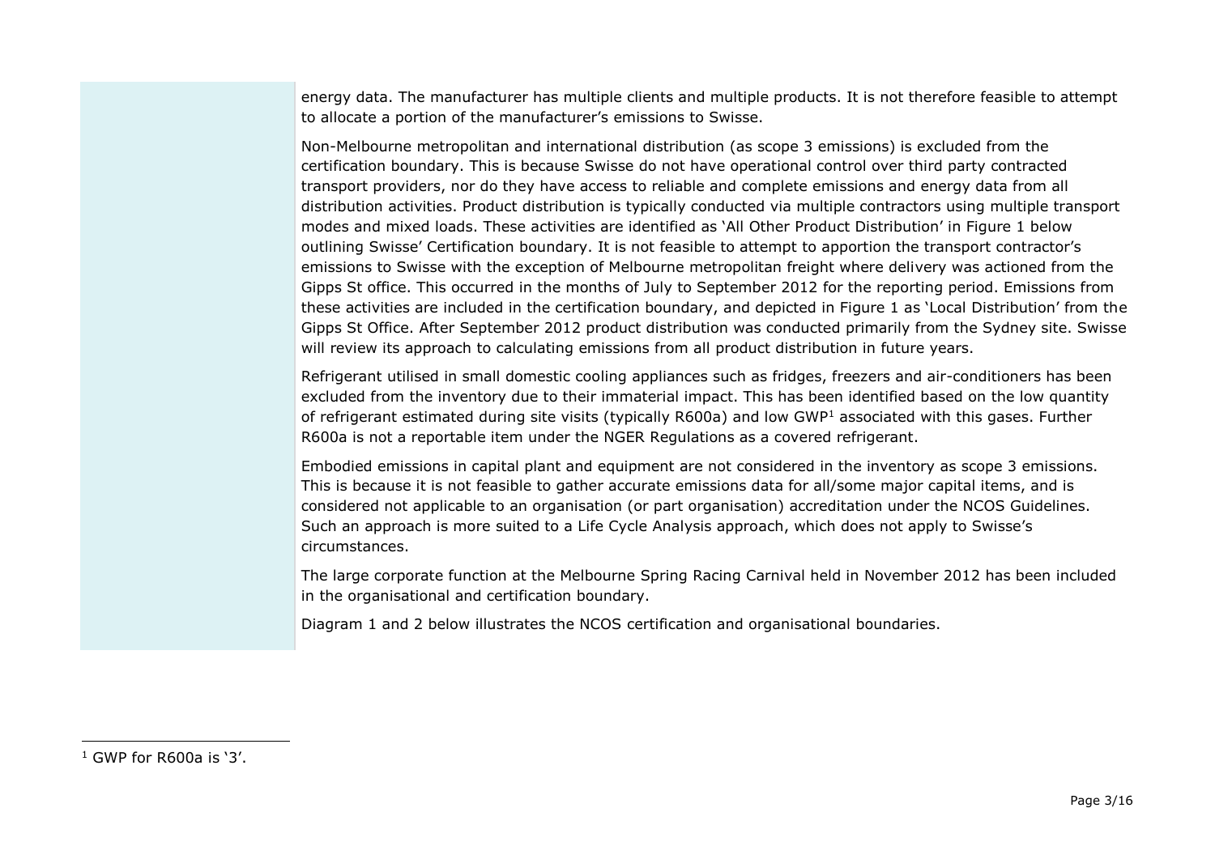energy data. The manufacturer has multiple clients and multiple products. It is not therefore feasible to attempt to allocate a portion of the manufacturer's emissions to Swisse.

Non-Melbourne metropolitan and international distribution (as scope 3 emissions) is excluded from the certification boundary. This is because Swisse do not have operational control over third party contracted transport providers, nor do they have access to reliable and complete emissions and energy data from all distribution activities. Product distribution is typically conducted via multiple contractors using multiple transport modes and mixed loads. These activities are identified as 'All Other Product Distribution' in Figure 1 below outlining Swisse' Certification boundary. It is not feasible to attempt to apportion the transport contractor's emissions to Swisse with the exception of Melbourne metropolitan freight where delivery was actioned from the Gipps St office. This occurred in the months of July to September 2012 for the reporting period. Emissions from these activities are included in the certification boundary, and depicted in Figure 1 as 'Local Distribution' from the Gipps St Office. After September 2012 product distribution was conducted primarily from the Sydney site. Swisse will review its approach to calculating emissions from all product distribution in future years.

Refrigerant utilised in small domestic cooling appliances such as fridges, freezers and air-conditioners has been excluded from the inventory due to their immaterial impact. This has been identified based on the low quantity of refrigerant estimated during site visits (typically R600a) and low GWP[1] associated with this gases. Further R600a is not a reportable item under the NGER Regulations as a covered refrigerant.

Embodied emissions in capital plant and equipment are not considered in the inventory as scope 3 emissions. This is because it is not feasible to gather accurate emissions data for all/some major capital items, and is considered not applicable to an organisation (or part organisation) accreditation under the NCOS Guidelines. Such an approach is more suited to a Life Cycle Analysis approach, which does not apply to Swisse's circumstances.

The large corporate function at the Melbourne Spring Racing Carnival held in November 2012 has been included in the organisational and certification boundary.

Diagram 1 and 2 below illustrates the NCOS certification and organisational boundaries.

---

[1] GWP for R600a is '3'.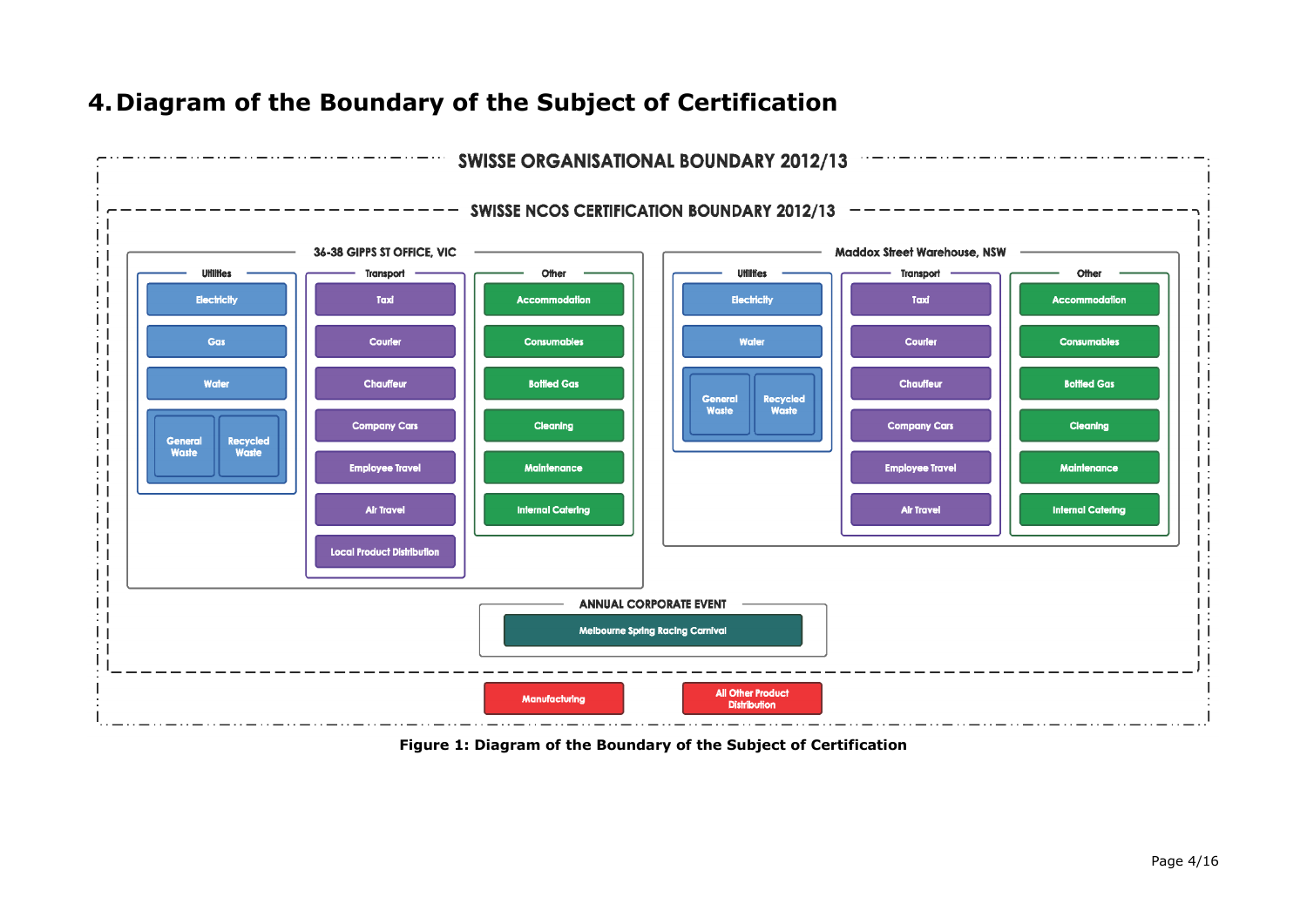# 4. Diagram of the Boundary of the Subject of Certification

**SWISSE ORGANISATIONAL BOUNDARY 2012/13**

**SWISSE NCOS CERTIFICATION BOUNDARY 2012/13**

**36-38 GIPPS ST OFFICE, VIC**

- Utilities
  - Electricity
  - Gas
  - Water
  - General Waste
  - Recycled Waste
- Transport
  - Taxi
  - Courier
  - Chauffeur
  - Company Cars
  - Employee Travel
  - Air Travel
  - Local Product Distribution
- Other
  - Accommodation
  - Consumables
  - Bottled Gas
  - Cleaning
  - Maintenance
  - Internal Catering

**Maddox Street Warehouse, NSW**

- Utilities
  - Electricity
  - Water
  - General Waste
  - Recycled Waste
- Transport
  - Taxi
  - Courier
  - Chauffeur
  - Company Cars
  - Employee Travel
  - Air Travel
- Other
  - Accommodation
  - Consumables
  - Bottled Gas
  - Cleaning
  - Maintenance
  - Internal Catering

**ANNUAL CORPORATE EVENT**

- Melbourne Spring Racing Carnival

Outside NCOS certification boundary (within organisational boundary):

- Manufacturing
- All Other Product Distribution

**Figure 1: Diagram of the Boundary of the Subject of Certification**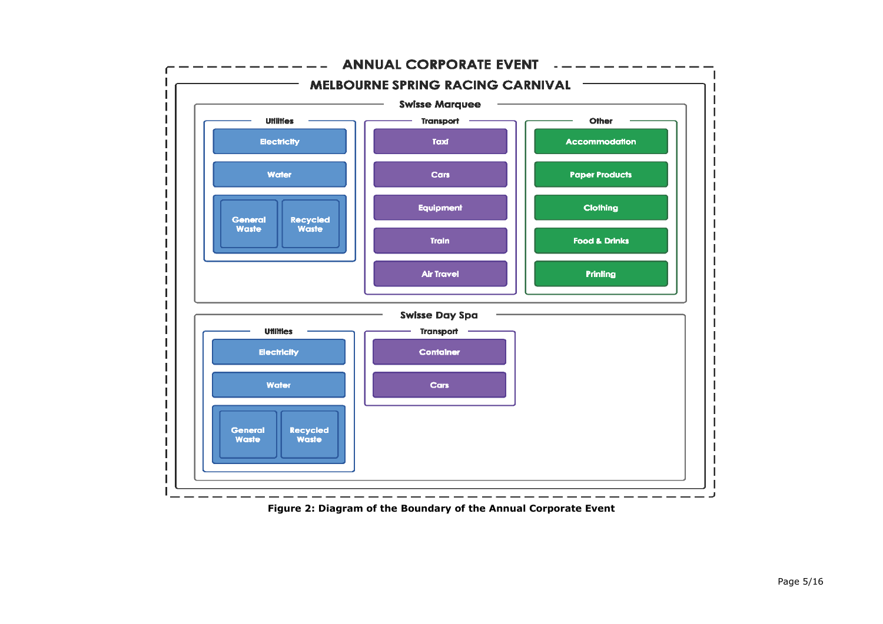# ANNUAL CORPORATE EVENT

## MELBOURNE SPRING RACING CARNIVAL

### Swisse Marquee

**Utilities**
- Electricity
- Water
- General Waste
- Recycled Waste

**Transport**
- Taxi
- Cars
- Equipment
- Train
- Air Travel

**Other**
- Accommodation
- Paper Products
- Clothing
- Food & Drinks
- Printing

### Swisse Day Spa

**Utilities**
- Electricity
- Water
- General Waste
- Recycled Waste

**Transport**
- Container
- Cars

**Figure 2: Diagram of the Boundary of the Annual Corporate Event**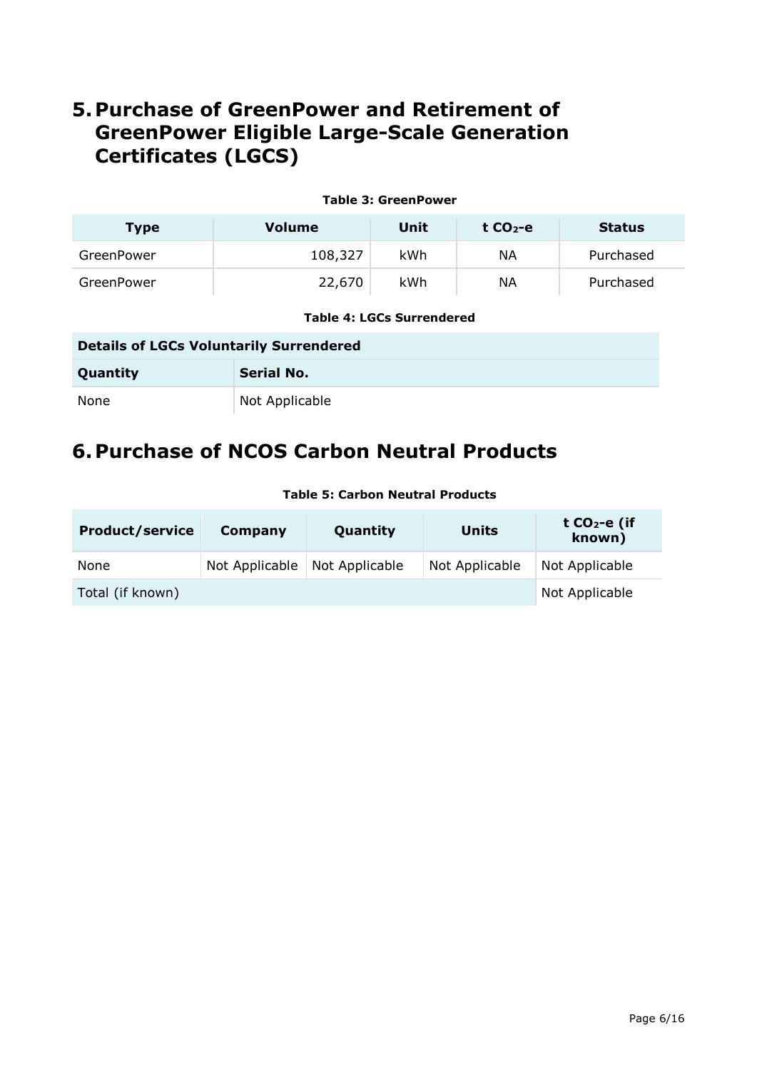## 5. Purchase of GreenPower and Retirement of GreenPower Eligible Large-Scale Generation Certificates (LGCS)

**Table 3: GreenPower**

| Type | Volume | Unit | t $CO_2$-e | Status |
|---|---|---|---|---|
| GreenPower | 108,327 | kWh | NA | Purchased |
| GreenPower | 22,670 | kWh | NA | Purchased |

**Table 4: LGCs Surrendered**

| Details of LGCs Voluntarily Surrendered | |
|---|---|
| **Quantity** | **Serial No.** |
| None | Not Applicable |

## 6. Purchase of NCOS Carbon Neutral Products

**Table 5: Carbon Neutral Products**

| Product/service | Company | Quantity | Units | t $CO_2$-e (if known) |
|---|---|---|---|---|
| None | Not Applicable | Not Applicable | Not Applicable | Not Applicable |
| Total (if known) | | | | Not Applicable |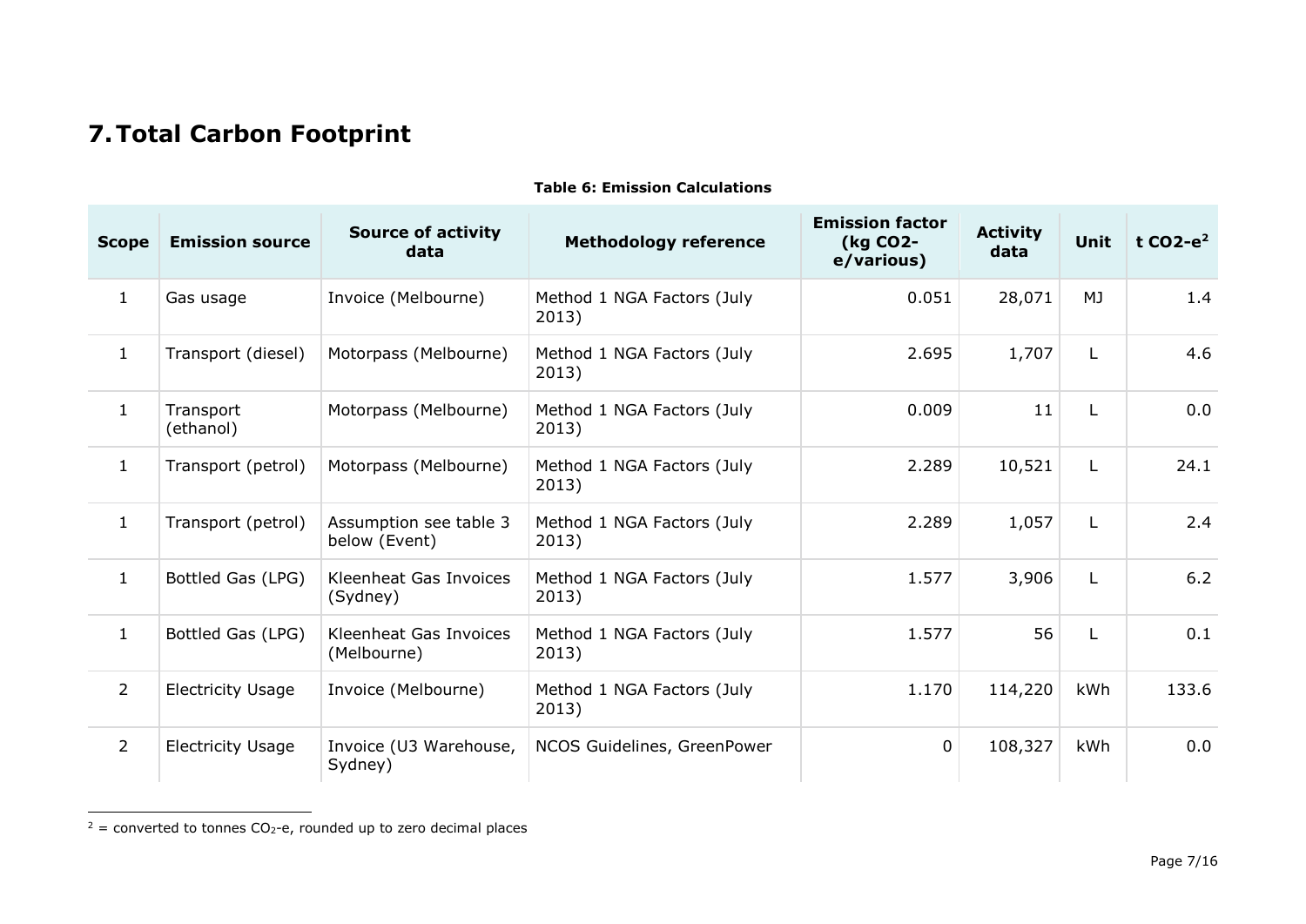# 7. Total Carbon Footprint

**Table 6: Emission Calculations**

| Scope | Emission source | Source of activity data | Methodology reference | Emission factor (kg CO2-e/various) | Activity data | Unit | t CO2-e[2] |
|---|---|---|---|---|---|---|---|
| 1 | Gas usage | Invoice (Melbourne) | Method 1 NGA Factors (July 2013) | 0.051 | 28,071 | MJ | 1.4 |
| 1 | Transport (diesel) | Motorpass (Melbourne) | Method 1 NGA Factors (July 2013) | 2.695 | 1,707 | L | 4.6 |
| 1 | Transport (ethanol) | Motorpass (Melbourne) | Method 1 NGA Factors (July 2013) | 0.009 | 11 | L | 0.0 |
| 1 | Transport (petrol) | Motorpass (Melbourne) | Method 1 NGA Factors (July 2013) | 2.289 | 10,521 | L | 24.1 |
| 1 | Transport (petrol) | Assumption see table 3 below (Event) | Method 1 NGA Factors (July 2013) | 2.289 | 1,057 | L | 2.4 |
| 1 | Bottled Gas (LPG) | Kleenheat Gas Invoices (Sydney) | Method 1 NGA Factors (July 2013) | 1.577 | 3,906 | L | 6.2 |
| 1 | Bottled Gas (LPG) | Kleenheat Gas Invoices (Melbourne) | Method 1 NGA Factors (July 2013) | 1.577 | 56 | L | 0.1 |
| 2 | Electricity Usage | Invoice (Melbourne) | Method 1 NGA Factors (July 2013) | 1.170 | 114,220 | kWh | 133.6 |
| 2 | Electricity Usage | Invoice (U3 Warehouse, Sydney) | NCOS Guidelines, GreenPower | 0 | 108,327 | kWh | 0.0 |

[2] = converted to tonnes $CO_2$-e, rounded up to zero decimal places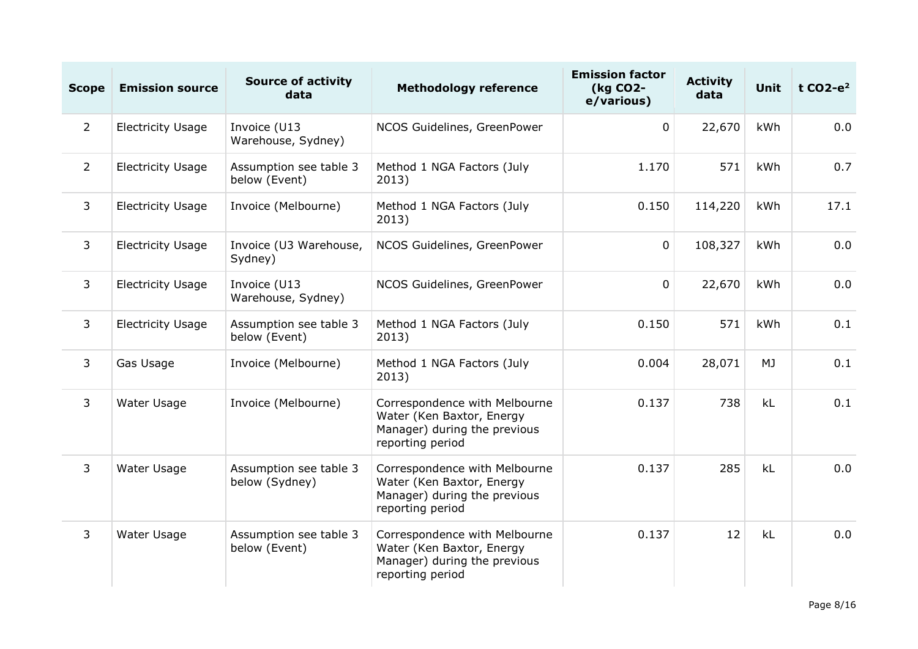| Scope | Emission source | Source of activity data | Methodology reference | Emission factor (kg $CO_2$-e/various) | Activity data | Unit | t $CO_2$-e[2] |
|---|---|---|---|---|---|---|---|
| 2 | Electricity Usage | Invoice (U13 Warehouse, Sydney) | NCOS Guidelines, GreenPower | 0 | 22,670 | kWh | 0.0 |
| 2 | Electricity Usage | Assumption see table 3 below (Event) | Method 1 NGA Factors (July 2013) | 1.170 | 571 | kWh | 0.7 |
| 3 | Electricity Usage | Invoice (Melbourne) | Method 1 NGA Factors (July 2013) | 0.150 | 114,220 | kWh | 17.1 |
| 3 | Electricity Usage | Invoice (U3 Warehouse, Sydney) | NCOS Guidelines, GreenPower | 0 | 108,327 | kWh | 0.0 |
| 3 | Electricity Usage | Invoice (U13 Warehouse, Sydney) | NCOS Guidelines, GreenPower | 0 | 22,670 | kWh | 0.0 |
| 3 | Electricity Usage | Assumption see table 3 below (Event) | Method 1 NGA Factors (July 2013) | 0.150 | 571 | kWh | 0.1 |
| 3 | Gas Usage | Invoice (Melbourne) | Method 1 NGA Factors (July 2013) | 0.004 | 28,071 | MJ | 0.1 |
| 3 | Water Usage | Invoice (Melbourne) | Correspondence with Melbourne Water (Ken Baxtor, Energy Manager) during the previous reporting period | 0.137 | 738 | kL | 0.1 |
| 3 | Water Usage | Assumption see table 3 below (Sydney) | Correspondence with Melbourne Water (Ken Baxtor, Energy Manager) during the previous reporting period | 0.137 | 285 | kL | 0.0 |
| 3 | Water Usage | Assumption see table 3 below (Event) | Correspondence with Melbourne Water (Ken Baxtor, Energy Manager) during the previous reporting period | 0.137 | 12 | kL | 0.0 |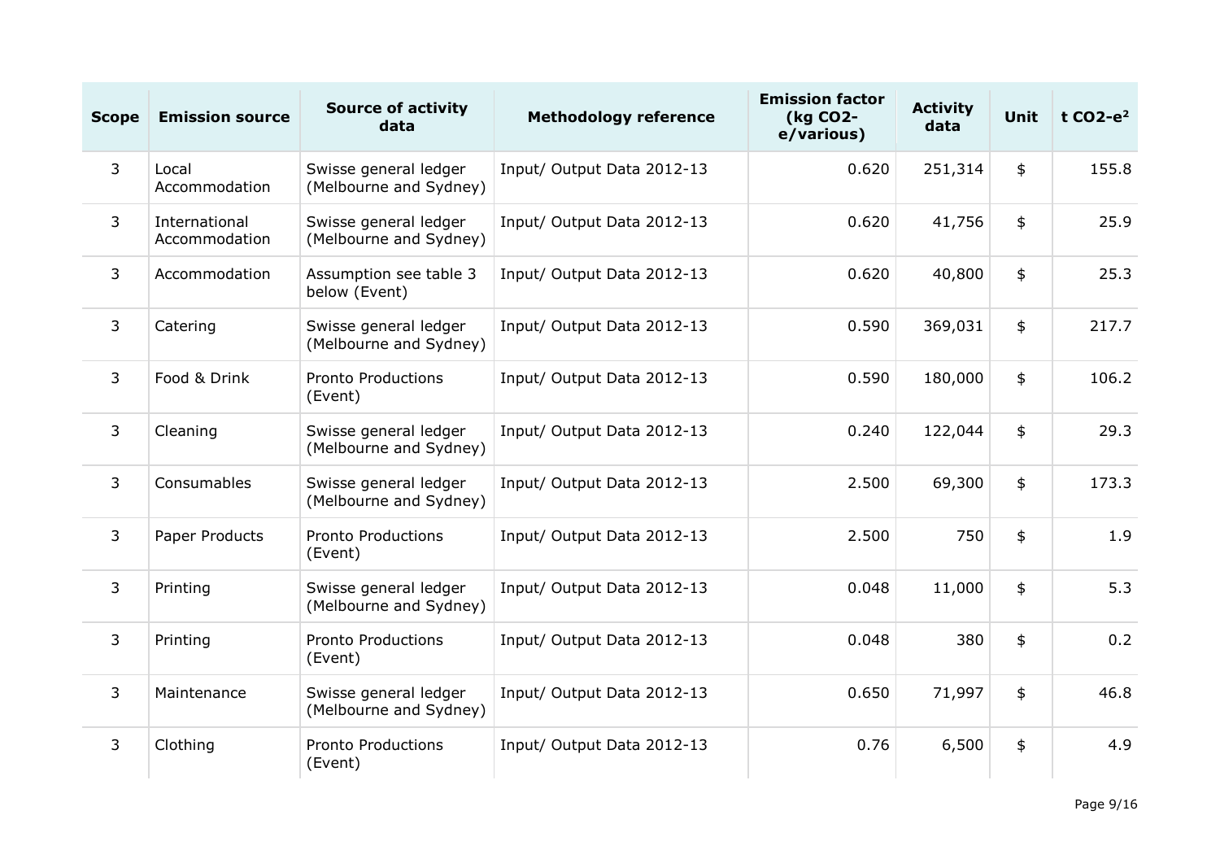| Scope | Emission source | Source of activity data | Methodology reference | Emission factor (kg $CO_2$-e/various) | Activity data | Unit | t $CO_2$-e[2] |
|---|---|---|---|---|---|---|---|
| 3 | Local Accommodation | Swisse general ledger (Melbourne and Sydney) | Input/ Output Data 2012-13 | 0.620 | 251,314 | $ | 155.8 |
| 3 | International Accommodation | Swisse general ledger (Melbourne and Sydney) | Input/ Output Data 2012-13 | 0.620 | 41,756 | $ | 25.9 |
| 3 | Accommodation | Assumption see table 3 below (Event) | Input/ Output Data 2012-13 | 0.620 | 40,800 | $ | 25.3 |
| 3 | Catering | Swisse general ledger (Melbourne and Sydney) | Input/ Output Data 2012-13 | 0.590 | 369,031 | $ | 217.7 |
| 3 | Food & Drink | Pronto Productions (Event) | Input/ Output Data 2012-13 | 0.590 | 180,000 | $ | 106.2 |
| 3 | Cleaning | Swisse general ledger (Melbourne and Sydney) | Input/ Output Data 2012-13 | 0.240 | 122,044 | $ | 29.3 |
| 3 | Consumables | Swisse general ledger (Melbourne and Sydney) | Input/ Output Data 2012-13 | 2.500 | 69,300 | $ | 173.3 |
| 3 | Paper Products | Pronto Productions (Event) | Input/ Output Data 2012-13 | 2.500 | 750 | $ | 1.9 |
| 3 | Printing | Swisse general ledger (Melbourne and Sydney) | Input/ Output Data 2012-13 | 0.048 | 11,000 | $ | 5.3 |
| 3 | Printing | Pronto Productions (Event) | Input/ Output Data 2012-13 | 0.048 | 380 | $ | 0.2 |
| 3 | Maintenance | Swisse general ledger (Melbourne and Sydney) | Input/ Output Data 2012-13 | 0.650 | 71,997 | $ | 46.8 |
| 3 | Clothing | Pronto Productions (Event) | Input/ Output Data 2012-13 | 0.76 | 6,500 | $ | 4.9 |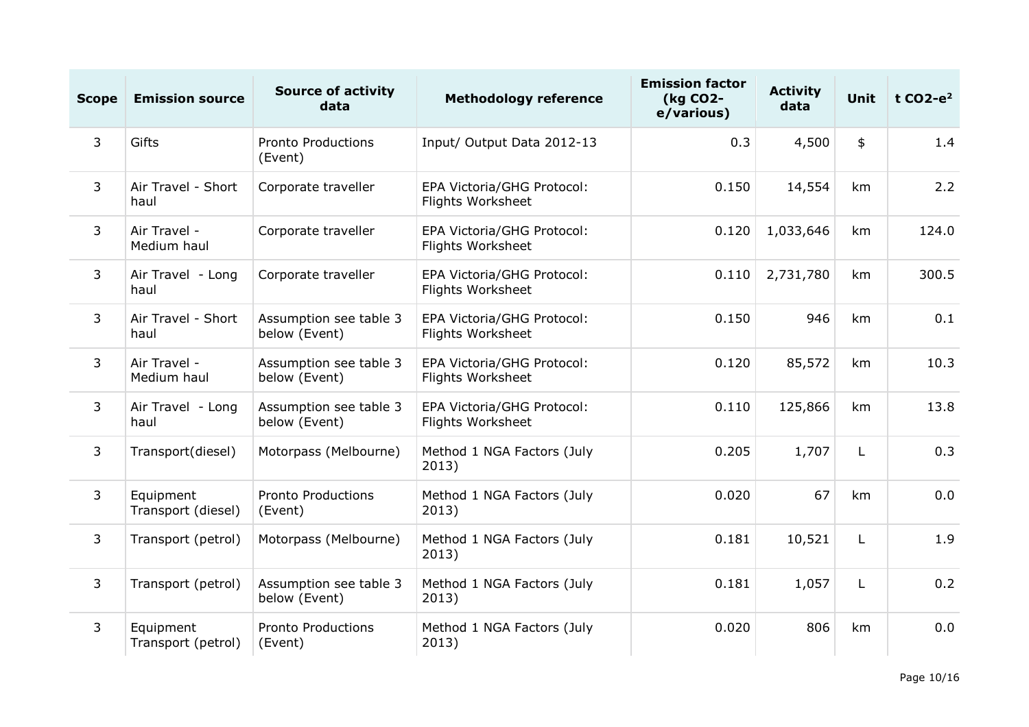| Scope | Emission source | Source of activity data | Methodology reference | Emission factor (kg CO2-e/various) | Activity data | Unit | t CO2-e[2] |
|---|---|---|---|---|---|---|---|
| 3 | Gifts | Pronto Productions (Event) | Input/ Output Data 2012-13 | 0.3 | 4,500 | $ | 1.4 |
| 3 | Air Travel - Short haul | Corporate traveller | EPA Victoria/GHG Protocol: Flights Worksheet | 0.150 | 14,554 | km | 2.2 |
| 3 | Air Travel - Medium haul | Corporate traveller | EPA Victoria/GHG Protocol: Flights Worksheet | 0.120 | 1,033,646 | km | 124.0 |
| 3 | Air Travel - Long haul | Corporate traveller | EPA Victoria/GHG Protocol: Flights Worksheet | 0.110 | 2,731,780 | km | 300.5 |
| 3 | Air Travel - Short haul | Assumption see table 3 below (Event) | EPA Victoria/GHG Protocol: Flights Worksheet | 0.150 | 946 | km | 0.1 |
| 3 | Air Travel - Medium haul | Assumption see table 3 below (Event) | EPA Victoria/GHG Protocol: Flights Worksheet | 0.120 | 85,572 | km | 10.3 |
| 3 | Air Travel - Long haul | Assumption see table 3 below (Event) | EPA Victoria/GHG Protocol: Flights Worksheet | 0.110 | 125,866 | km | 13.8 |
| 3 | Transport(diesel) | Motorpass (Melbourne) | Method 1 NGA Factors (July 2013) | 0.205 | 1,707 | L | 0.3 |
| 3 | Equipment Transport (diesel) | Pronto Productions (Event) | Method 1 NGA Factors (July 2013) | 0.020 | 67 | km | 0.0 |
| 3 | Transport (petrol) | Motorpass (Melbourne) | Method 1 NGA Factors (July 2013) | 0.181 | 10,521 | L | 1.9 |
| 3 | Transport (petrol) | Assumption see table 3 below (Event) | Method 1 NGA Factors (July 2013) | 0.181 | 1,057 | L | 0.2 |
| 3 | Equipment Transport (petrol) | Pronto Productions (Event) | Method 1 NGA Factors (July 2013) | 0.020 | 806 | km | 0.0 |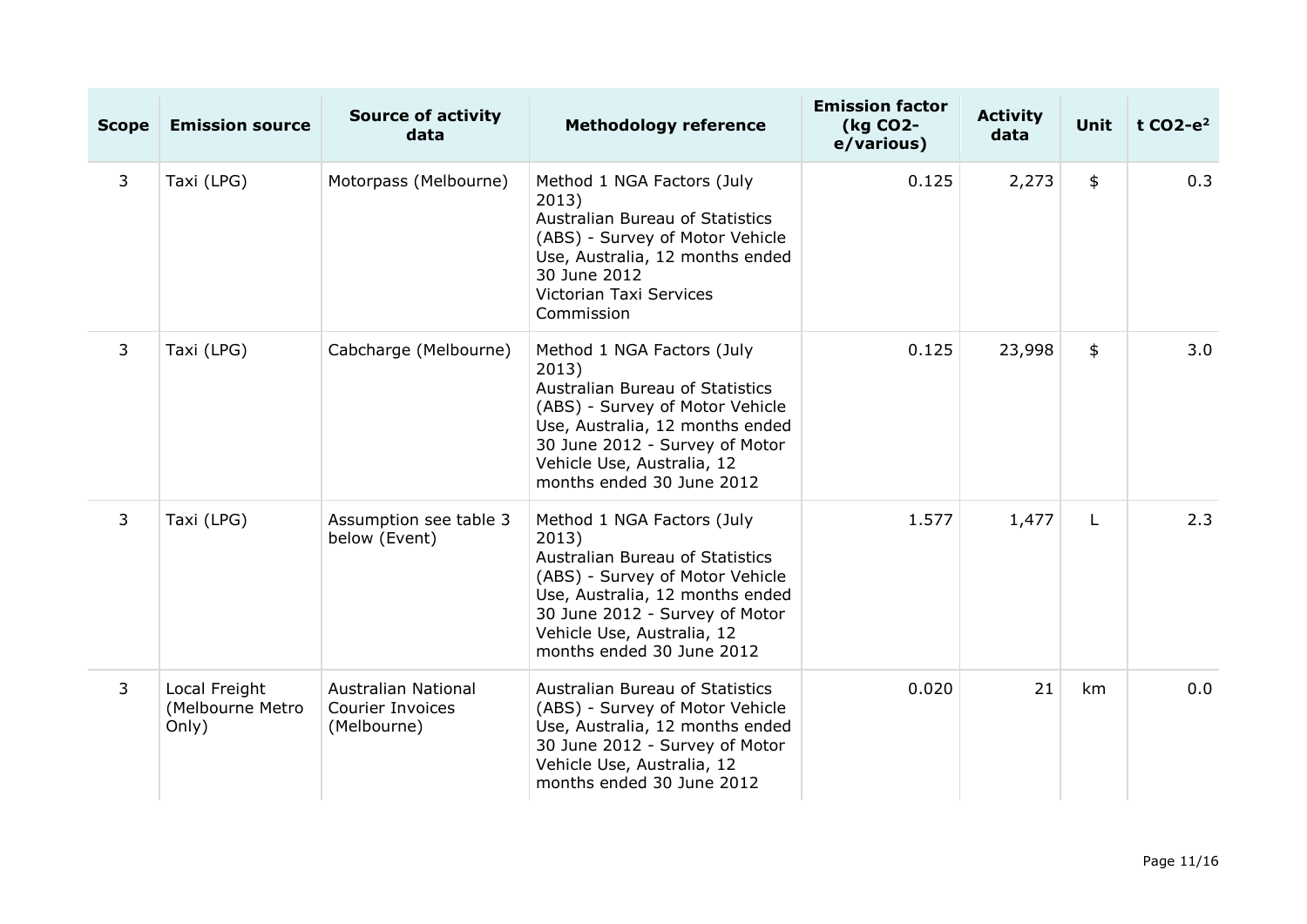| Scope | Emission source | Source of activity data | Methodology reference | Emission factor (kg $CO_2$-e/various) | Activity data | Unit | t $CO_2$-e[2] |
|---|---|---|---|---|---|---|---|
| 3 | Taxi (LPG) | Motorpass (Melbourne) | Method 1 NGA Factors (July 2013) Australian Bureau of Statistics (ABS) - Survey of Motor Vehicle Use, Australia, 12 months ended 30 June 2012 Victorian Taxi Services Commission | 0.125 | 2,273 | $ | 0.3 |
| 3 | Taxi (LPG) | Cabcharge (Melbourne) | Method 1 NGA Factors (July 2013) Australian Bureau of Statistics (ABS) - Survey of Motor Vehicle Use, Australia, 12 months ended 30 June 2012 - Survey of Motor Vehicle Use, Australia, 12 months ended 30 June 2012 | 0.125 | 23,998 | $ | 3.0 |
| 3 | Taxi (LPG) | Assumption see table 3 below (Event) | Method 1 NGA Factors (July 2013) Australian Bureau of Statistics (ABS) - Survey of Motor Vehicle Use, Australia, 12 months ended 30 June 2012 - Survey of Motor Vehicle Use, Australia, 12 months ended 30 June 2012 | 1.577 | 1,477 | L | 2.3 |
| 3 | Local Freight (Melbourne Metro Only) | Australian National Courier Invoices (Melbourne) | Australian Bureau of Statistics (ABS) - Survey of Motor Vehicle Use, Australia, 12 months ended 30 June 2012 - Survey of Motor Vehicle Use, Australia, 12 months ended 30 June 2012 | 0.020 | 21 | km | 0.0 |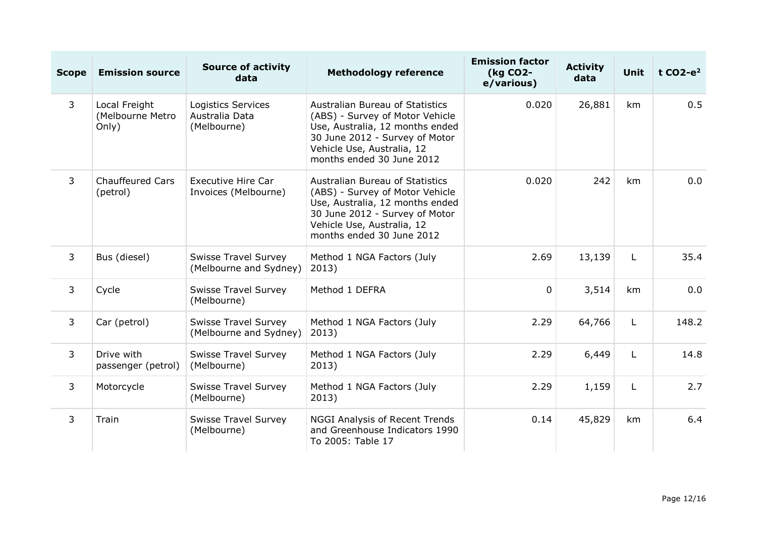| Scope | Emission source | Source of activity data | Methodology reference | Emission factor (kg $CO_2$-e/various) | Activity data | Unit | t $CO_2$-e[2] |
|---|---|---|---|---|---|---|---|
| 3 | Local Freight (Melbourne Metro Only) | Logistics Services Australia Data (Melbourne) | Australian Bureau of Statistics (ABS) - Survey of Motor Vehicle Use, Australia, 12 months ended 30 June 2012 - Survey of Motor Vehicle Use, Australia, 12 months ended 30 June 2012 | 0.020 | 26,881 | km | 0.5 |
| 3 | Chauffeured Cars (petrol) | Executive Hire Car Invoices (Melbourne) | Australian Bureau of Statistics (ABS) - Survey of Motor Vehicle Use, Australia, 12 months ended 30 June 2012 - Survey of Motor Vehicle Use, Australia, 12 months ended 30 June 2012 | 0.020 | 242 | km | 0.0 |
| 3 | Bus (diesel) | Swisse Travel Survey (Melbourne and Sydney) | Method 1 NGA Factors (July 2013) | 2.69 | 13,139 | L | 35.4 |
| 3 | Cycle | Swisse Travel Survey (Melbourne) | Method 1 DEFRA | 0 | 3,514 | km | 0.0 |
| 3 | Car (petrol) | Swisse Travel Survey (Melbourne and Sydney) | Method 1 NGA Factors (July 2013) | 2.29 | 64,766 | L | 148.2 |
| 3 | Drive with passenger (petrol) | Swisse Travel Survey (Melbourne) | Method 1 NGA Factors (July 2013) | 2.29 | 6,449 | L | 14.8 |
| 3 | Motorcycle | Swisse Travel Survey (Melbourne) | Method 1 NGA Factors (July 2013) | 2.29 | 1,159 | L | 2.7 |
| 3 | Train | Swisse Travel Survey (Melbourne) | NGGI Analysis of Recent Trends and Greenhouse Indicators 1990 To 2005: Table 17 | 0.14 | 45,829 | km | 6.4 |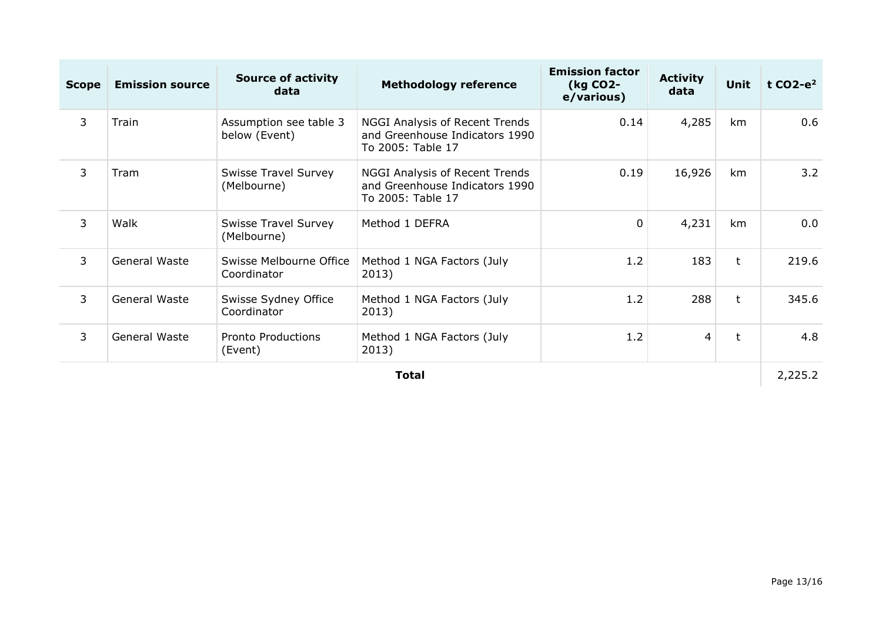| Scope | Emission source | Source of activity data | Methodology reference | Emission factor (kg $CO_2$-e/various) | Activity data | Unit | t $CO_2$-e[2] |
| --- | --- | --- | --- | --- | --- | --- | --- |
| 3 | Train | Assumption see table 3 below (Event) | NGGI Analysis of Recent Trends and Greenhouse Indicators 1990 To 2005: Table 17 | 0.14 | 4,285 | km | 0.6 |
| 3 | Tram | Swisse Travel Survey (Melbourne) | NGGI Analysis of Recent Trends and Greenhouse Indicators 1990 To 2005: Table 17 | 0.19 | 16,926 | km | 3.2 |
| 3 | Walk | Swisse Travel Survey (Melbourne) | Method 1 DEFRA | 0 | 4,231 | km | 0.0 |
| 3 | General Waste | Swisse Melbourne Office Coordinator | Method 1 NGA Factors (July 2013) | 1.2 | 183 | t | 219.6 |
| 3 | General Waste | Swisse Sydney Office Coordinator | Method 1 NGA Factors (July 2013) | 1.2 | 288 | t | 345.6 |
| 3 | General Waste | Pronto Productions (Event) | Method 1 NGA Factors (July 2013) | 1.2 | 4 | t | 4.8 |
| | | | **Total** | | | | 2,225.2 |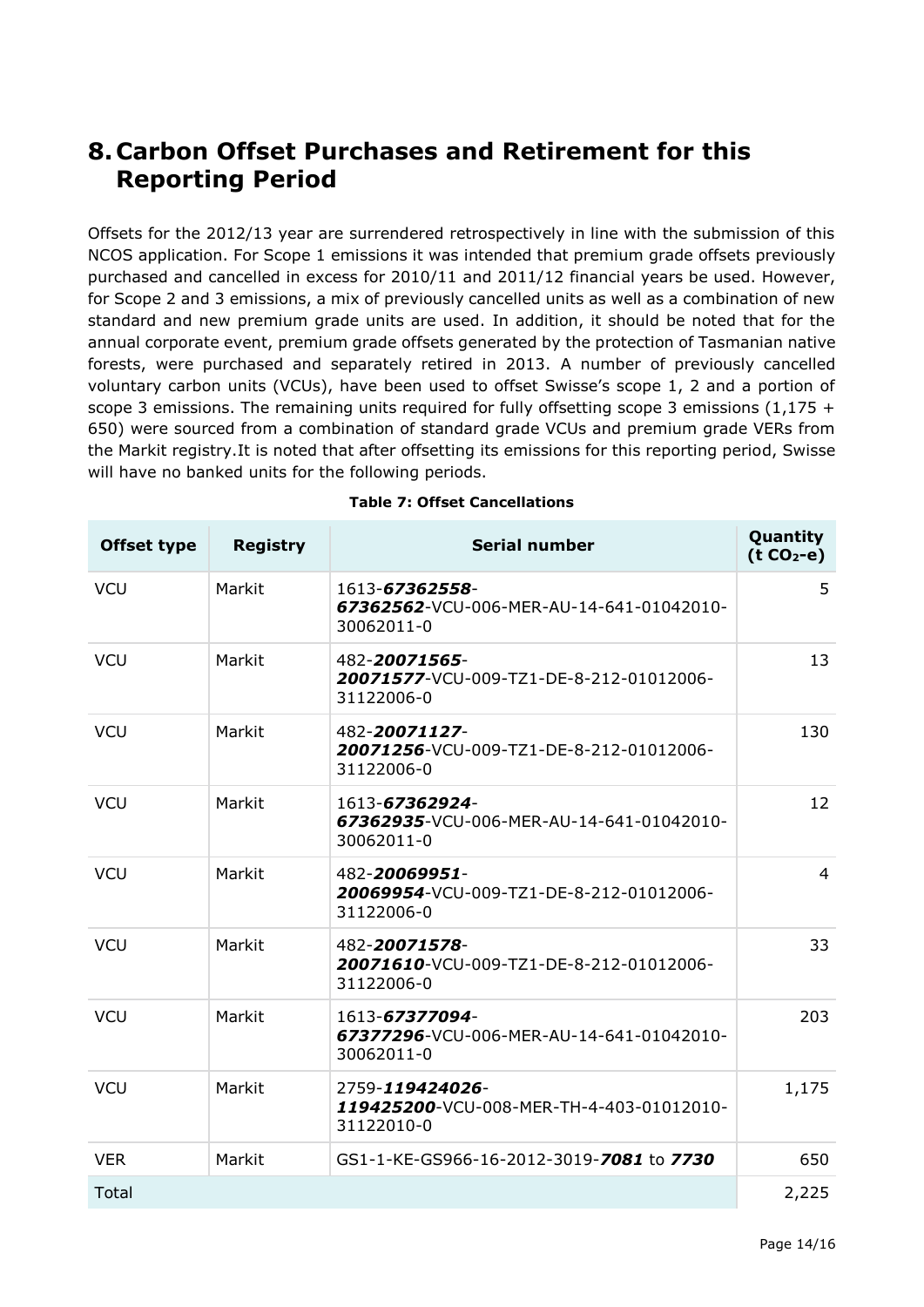# 8. Carbon Offset Purchases and Retirement for this Reporting Period

Offsets for the 2012/13 year are surrendered retrospectively in line with the submission of this NCOS application. For Scope 1 emissions it was intended that premium grade offsets previously purchased and cancelled in excess for 2010/11 and 2011/12 financial years be used. However, for Scope 2 and 3 emissions, a mix of previously cancelled units as well as a combination of new standard and new premium grade units are used. In addition, it should be noted that for the annual corporate event, premium grade offsets generated by the protection of Tasmanian native forests, were purchased and separately retired in 2013. A number of previously cancelled voluntary carbon units (VCUs), have been used to offset Swisse's scope 1, 2 and a portion of scope 3 emissions. The remaining units required for fully offsetting scope 3 emissions (1,175 + 650) were sourced from a combination of standard grade VCUs and premium grade VERs from the Markit registry.It is noted that after offsetting its emissions for this reporting period, Swisse will have no banked units for the following periods.

**Table 7: Offset Cancellations**

| Offset type | Registry | Serial number | Quantity (t $CO_2$-e) |
|---|---|---|---|
| VCU | Markit | 1613-***67362558***-***67362562***-VCU-006-MER-AU-14-641-01042010-30062011-0 | 5 |
| VCU | Markit | 482-***20071565***-***20071577***-VCU-009-TZ1-DE-8-212-01012006-31122006-0 | 13 |
| VCU | Markit | 482-***20071127***-***20071256***-VCU-009-TZ1-DE-8-212-01012006-31122006-0 | 130 |
| VCU | Markit | 1613-***67362924***-***67362935***-VCU-006-MER-AU-14-641-01042010-30062011-0 | 12 |
| VCU | Markit | 482-***20069951***-***20069954***-VCU-009-TZ1-DE-8-212-01012006-31122006-0 | 4 |
| VCU | Markit | 482-***20071578***-***20071610***-VCU-009-TZ1-DE-8-212-01012006-31122006-0 | 33 |
| VCU | Markit | 1613-***67377094***-***67377296***-VCU-006-MER-AU-14-641-01042010-30062011-0 | 203 |
| VCU | Markit | 2759-***119424026***-***119425200***-VCU-008-MER-TH-4-403-01012010-31122010-0 | 1,175 |
| VER | Markit | GS1-1-KE-GS966-16-2012-3019-***7081*** to ***7730*** | 650 |
| Total | | | 2,225 |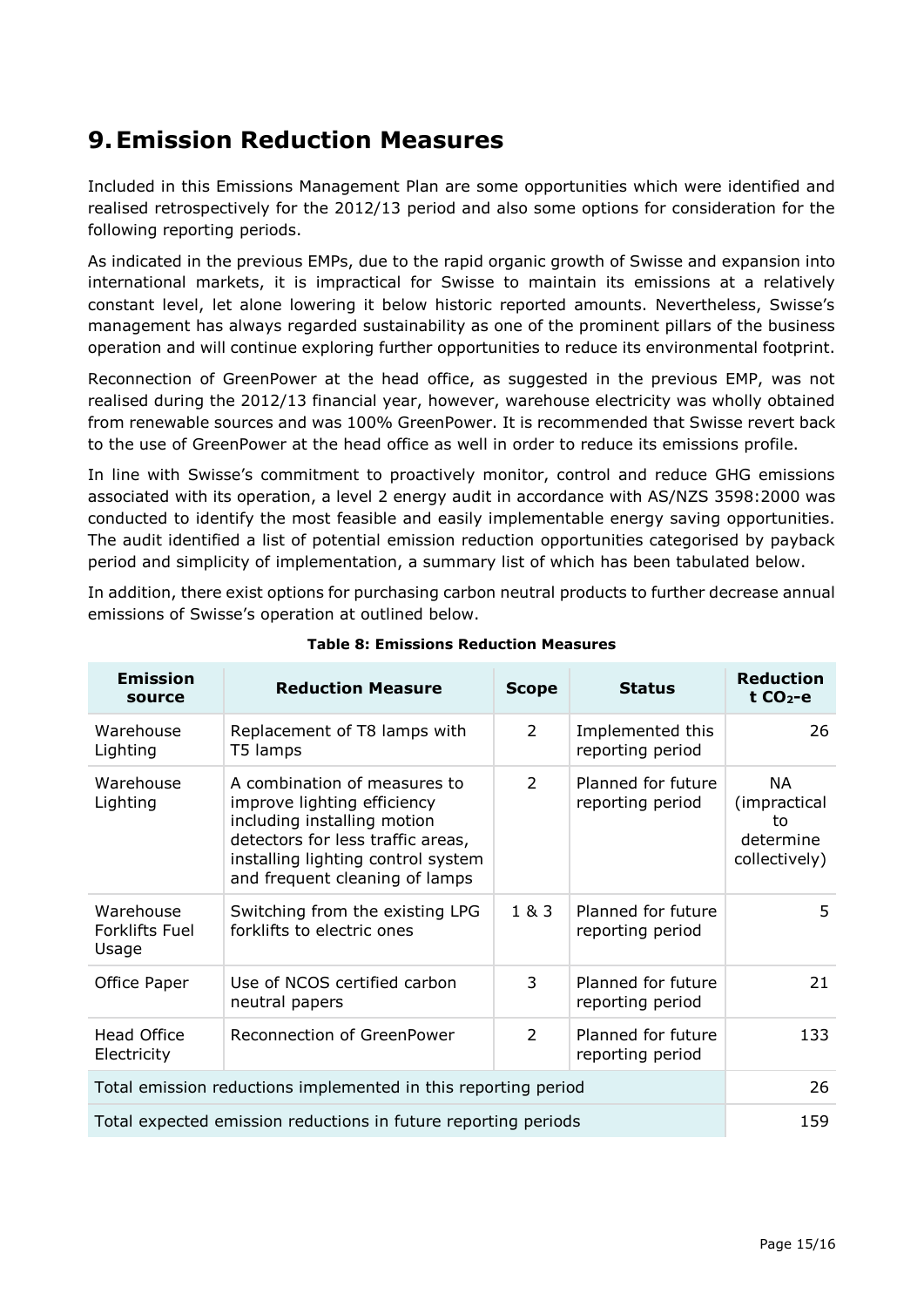# 9. Emission Reduction Measures

Included in this Emissions Management Plan are some opportunities which were identified and realised retrospectively for the 2012/13 period and also some options for consideration for the following reporting periods.

As indicated in the previous EMPs, due to the rapid organic growth of Swisse and expansion into international markets, it is impractical for Swisse to maintain its emissions at a relatively constant level, let alone lowering it below historic reported amounts. Nevertheless, Swisse's management has always regarded sustainability as one of the prominent pillars of the business operation and will continue exploring further opportunities to reduce its environmental footprint.

Reconnection of GreenPower at the head office, as suggested in the previous EMP, was not realised during the 2012/13 financial year, however, warehouse electricity was wholly obtained from renewable sources and was 100% GreenPower. It is recommended that Swisse revert back to the use of GreenPower at the head office as well in order to reduce its emissions profile.

In line with Swisse's commitment to proactively monitor, control and reduce GHG emissions associated with its operation, a level 2 energy audit in accordance with AS/NZS 3598:2000 was conducted to identify the most feasible and easily implementable energy saving opportunities. The audit identified a list of potential emission reduction opportunities categorised by payback period and simplicity of implementation, a summary list of which has been tabulated below.

In addition, there exist options for purchasing carbon neutral products to further decrease annual emissions of Swisse's operation at outlined below.

**Table 8: Emissions Reduction Measures**

| Emission source | Reduction Measure | Scope | Status | Reduction t $CO_2$-e |
|---|---|---|---|---|
| Warehouse Lighting | Replacement of T8 lamps with T5 lamps | 2 | Implemented this reporting period | 26 |
| Warehouse Lighting | A combination of measures to improve lighting efficiency including installing motion detectors for less traffic areas, installing lighting control system and frequent cleaning of lamps | 2 | Planned for future reporting period | NA (impractical to determine collectively) |
| Warehouse Forklifts Fuel Usage | Switching from the existing LPG forklifts to electric ones | 1 & 3 | Planned for future reporting period | 5 |
| Office Paper | Use of NCOS certified carbon neutral papers | 3 | Planned for future reporting period | 21 |
| Head Office Electricity | Reconnection of GreenPower | 2 | Planned for future reporting period | 133 |
| Total emission reductions implemented in this reporting period | | | | 26 |
| Total expected emission reductions in future reporting periods | | | | 159 |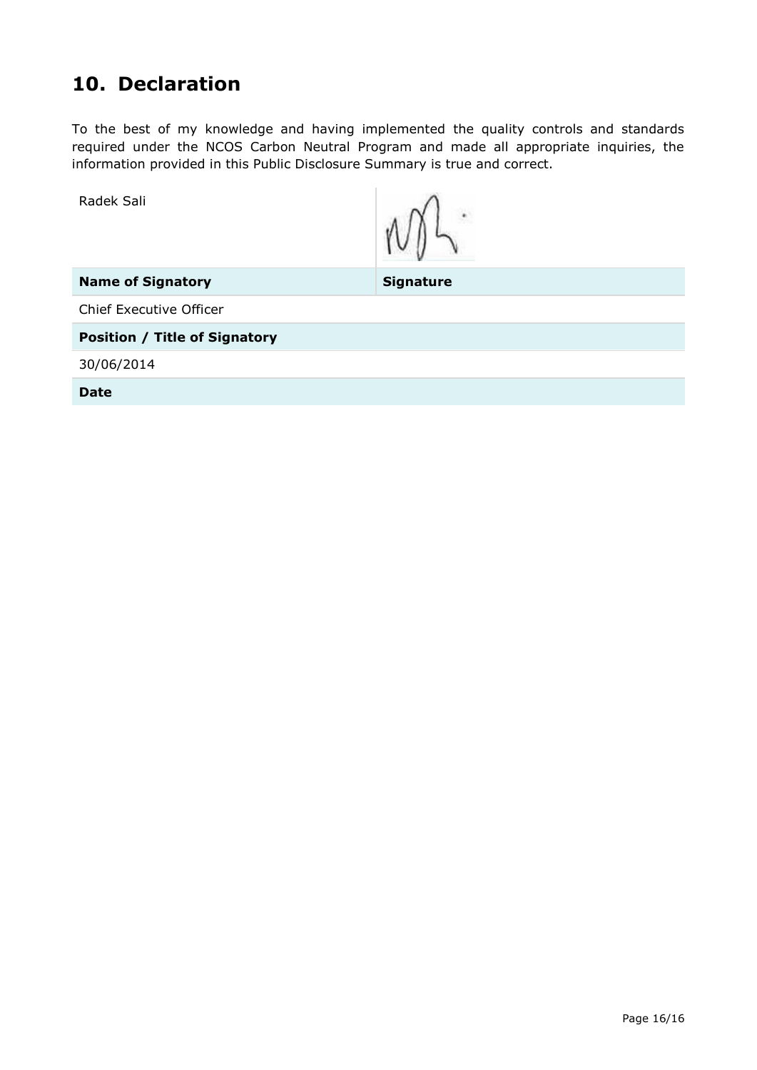## 10. Declaration

To the best of my knowledge and having implemented the quality controls and standards required under the NCOS Carbon Neutral Program and made all appropriate inquiries, the information provided in this Public Disclosure Summary is true and correct.

| | |
|---|---|
| Radek Sali | |
| **Name of Signatory** | **Signature** |
| Chief Executive Officer | |
| **Position / Title of Signatory** | |
| 30/06/2014 | |
| **Date** | |